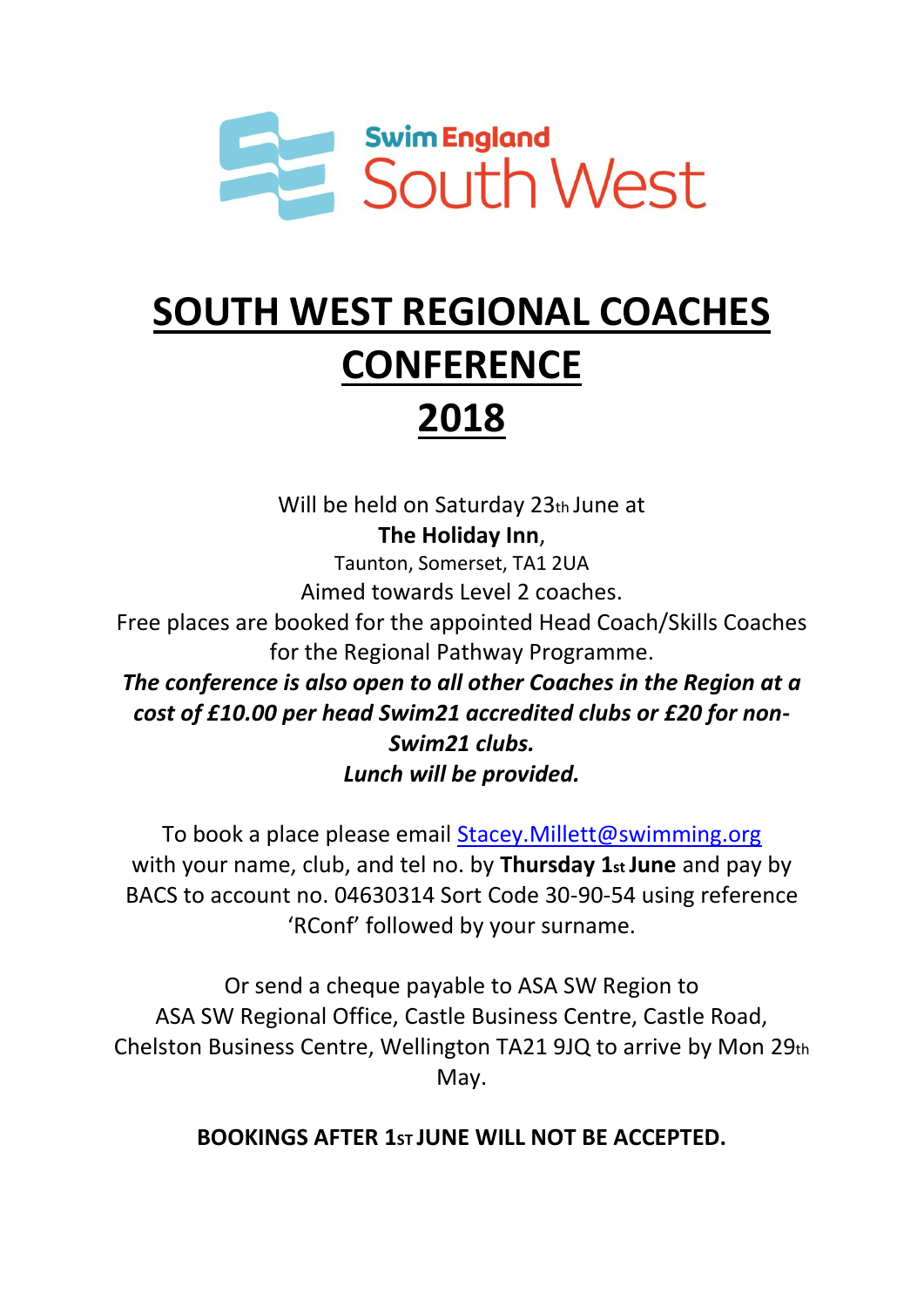Swim England South West

# SOUTH WEST REGIONAL COACHES CONFERENCE 2018

Will be held on Saturday 23th June at
**The Holiday Inn**,
Taunton, Somerset, TA1 2UA
Aimed towards Level 2 coaches.
Free places are booked for the appointed Head Coach/Skills Coaches for the Regional Pathway Programme.
***The conference is also open to all other Coaches in the Region at a cost of £10.00 per head Swim21 accredited clubs or £20 for non-Swim21 clubs.***
***Lunch will be provided.***

To book a place please email Stacey.Millett@swimming.org with your name, club, and tel no. by **Thursday 1st June** and pay by BACS to account no. 04630314 Sort Code 30-90-54 using reference 'RConf' followed by your surname.

Or send a cheque payable to ASA SW Region to ASA SW Regional Office, Castle Business Centre, Castle Road, Chelston Business Centre, Wellington TA21 9JQ to arrive by Mon 29th May.

**BOOKINGS AFTER 1ST JUNE WILL NOT BE ACCEPTED.**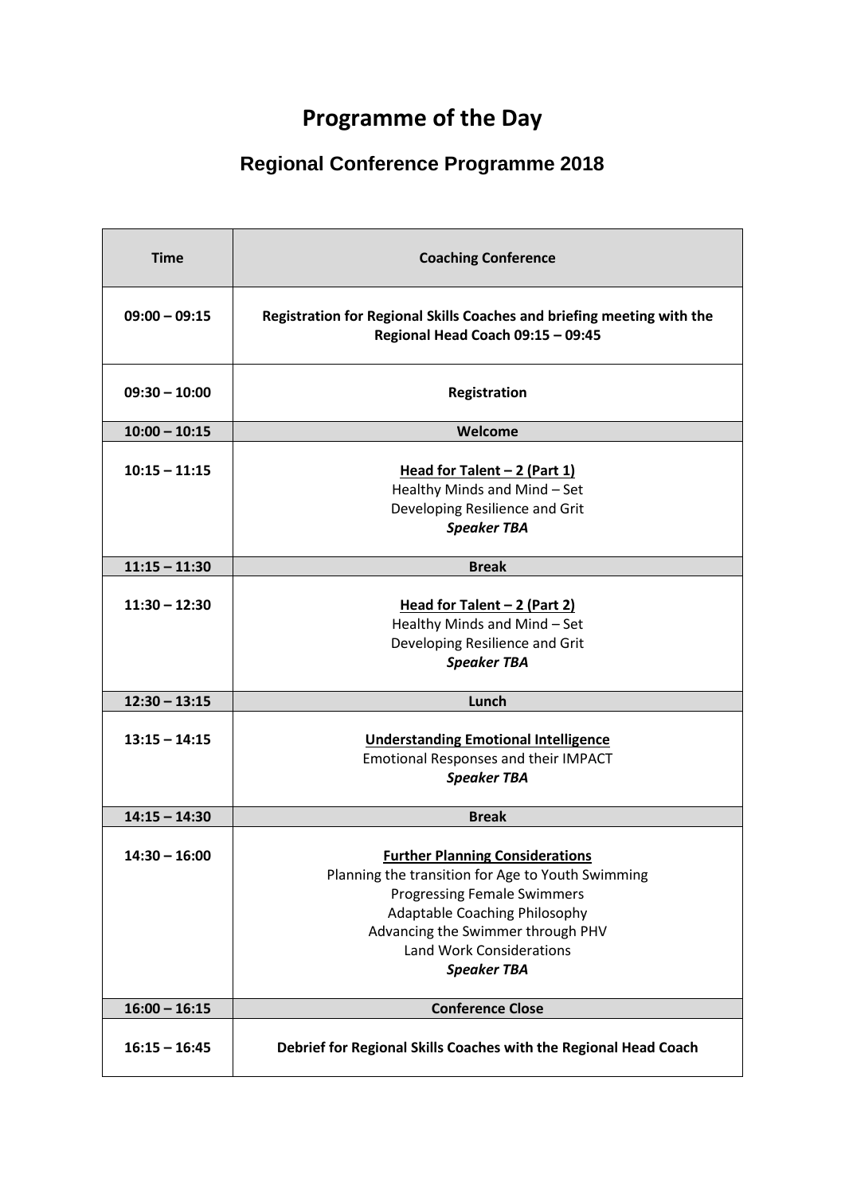# Programme of the Day

## Regional Conference Programme 2018

| Time | Coaching Conference |
|---|---|
| 09:00 – 09:15 | **Registration for Regional Skills Coaches and briefing meeting with the Regional Head Coach 09:15 – 09:45** |
| 09:30 – 10:00 | **Registration** |
| 10:00 – 10:15 | **Welcome** |
| 10:15 – 11:15 | **Head for Talent – 2 (Part 1)**<br>Healthy Minds and Mind – Set<br>Developing Resilience and Grit<br>***Speaker TBA*** |
| 11:15 – 11:30 | **Break** |
| 11:30 – 12:30 | **Head for Talent – 2 (Part 2)**<br>Healthy Minds and Mind – Set<br>Developing Resilience and Grit<br>***Speaker TBA*** |
| 12:30 – 13:15 | **Lunch** |
| 13:15 – 14:15 | **Understanding Emotional Intelligence**<br>Emotional Responses and their IMPACT<br>***Speaker TBA*** |
| 14:15 – 14:30 | **Break** |
| 14:30 – 16:00 | **Further Planning Considerations**<br>Planning the transition for Age to Youth Swimming<br>Progressing Female Swimmers<br>Adaptable Coaching Philosophy<br>Advancing the Swimmer through PHV<br>Land Work Considerations<br>***Speaker TBA*** |
| 16:00 – 16:15 | **Conference Close** |
| 16:15 – 16:45 | **Debrief for Regional Skills Coaches with the Regional Head Coach** |